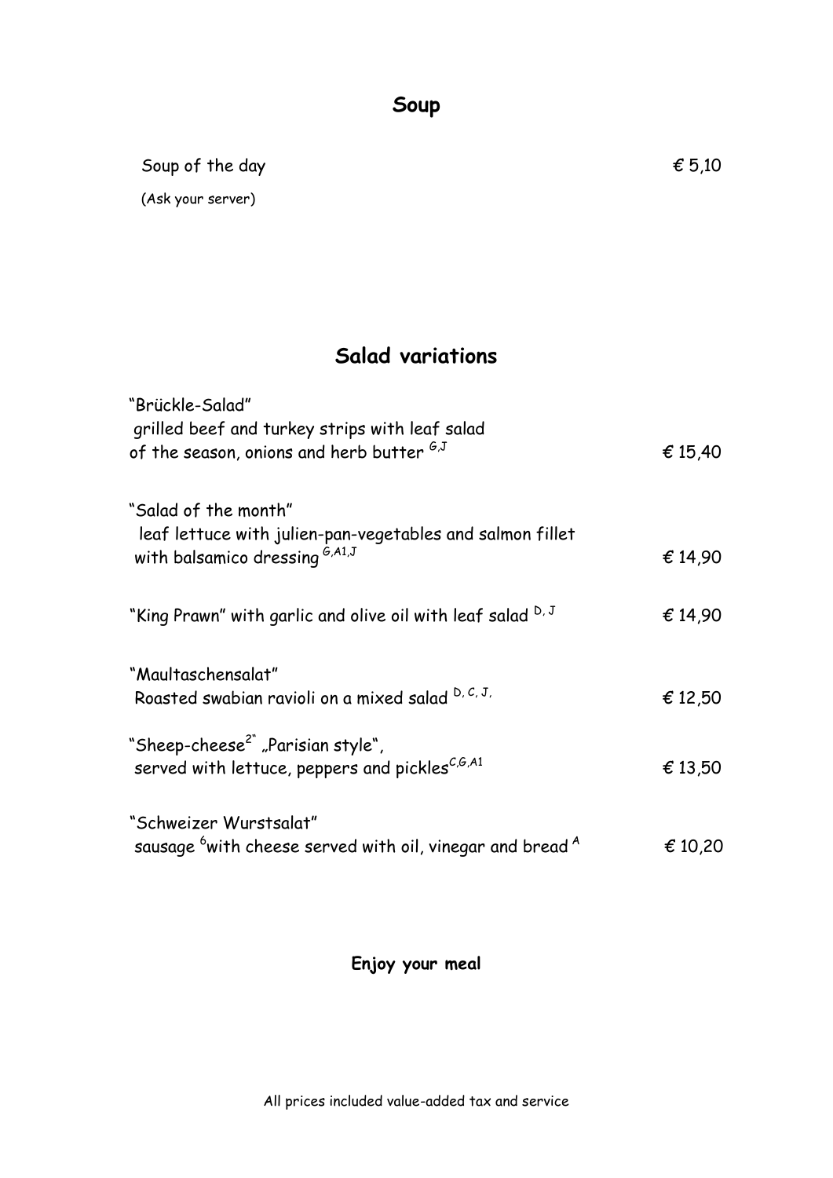## Soup

Soup of the day € 5,10

(Ask your server)

## Salad variations

"Brückle-Salad"
grilled beef and turkey strips with leaf salad
of the season, onions and herb butter [G,J] € 15,40

"Salad of the month"
leaf lettuce with julien-pan-vegetables and salmon fillet
with balsamico dressing [G,A1,J] € 14,90

"King Prawn" with garlic and olive oil with leaf salad [D, J] € 14,90

"Maultaschensalat"
Roasted swabian ravioli on a mixed salad [D, C, J,] € 12,50

"Sheep-cheese[2]" „Parisian style",
served with lettuce, peppers and pickles[C,G,A1] € 13,50

"Schweizer Wurstsalat"
sausage [6]with cheese served with oil, vinegar and bread [A] € 10,20

**Enjoy your meal**

All prices included value-added tax and service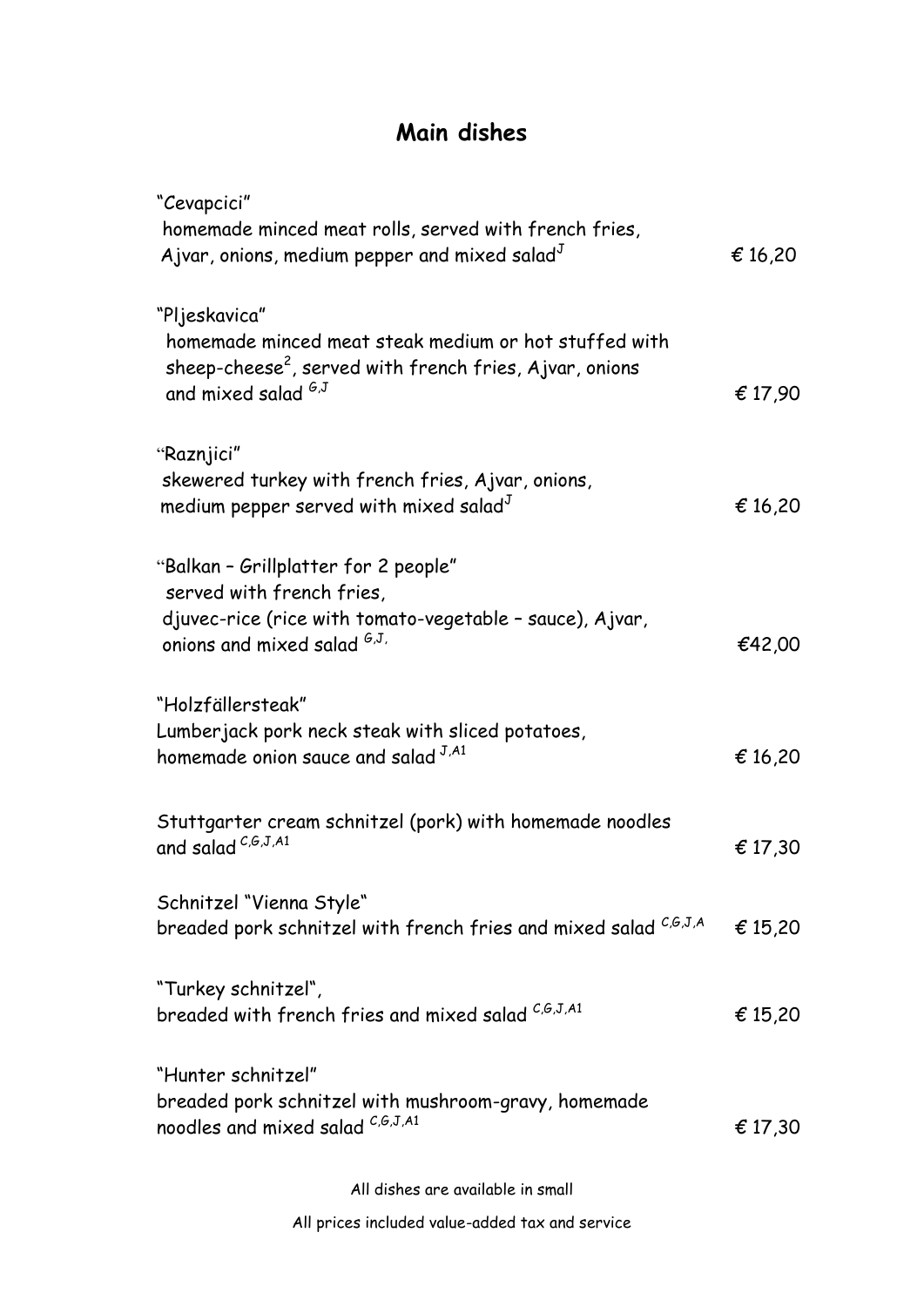# Main dishes

"Cevapcici"
homemade minced meat rolls, served with french fries, Ajvar, onions, medium pepper and mixed salad[J] — € 16,20

"Pljeskavica"
homemade minced meat steak medium or hot stuffed with sheep-cheese[2], served with french fries, Ajvar, onions and mixed salad [G,J] — € 17,90

"Raznjici"
skewered turkey with french fries, Ajvar, onions, medium pepper served with mixed salad[J] — € 16,20

"Balkan – Grillplatter for 2 people"
served with french fries, djuvec-rice (rice with tomato-vegetable – sauce), Ajvar, onions and mixed salad [G,J,] — €42,00

"Holzfällersteak"
Lumberjack pork neck steak with sliced potatoes, homemade onion sauce and salad [J,A1] — € 16,20

Stuttgarter cream schnitzel (pork) with homemade noodles and salad [C,G,J,A1] — € 17,30

Schnitzel "Vienna Style"
breaded pork schnitzel with french fries and mixed salad [C,G,J,A] — € 15,20

"Turkey schnitzel",
breaded with french fries and mixed salad [C,G,J,A1] — € 15,20

"Hunter schnitzel"
breaded pork schnitzel with mushroom-gravy, homemade noodles and mixed salad [C,G,J,A1] — € 17,30

All dishes are available in small

All prices included value-added tax and service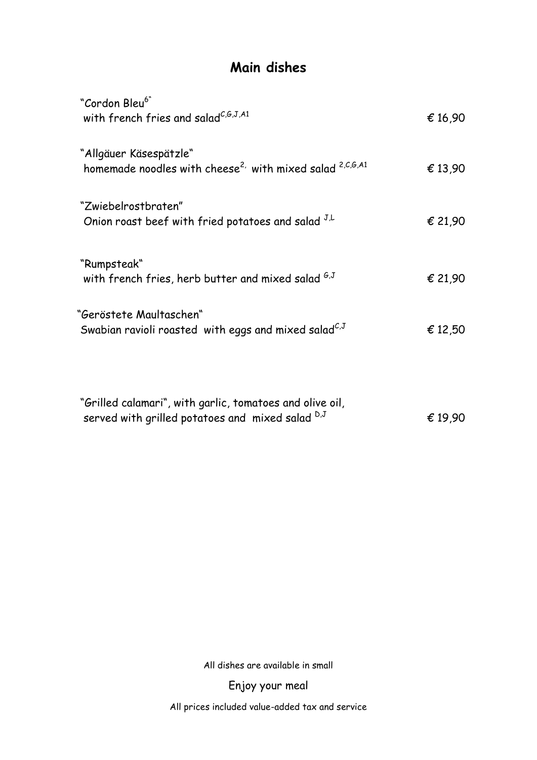# Main dishes

| | |
|---|---|
| "Cordon Bleu[6]"<br>with french fries and salad[C,G,J,A1] | € 16,90 |
| "Allgäuer Käsespätzle"<br>homemade noodles with cheese[2,] with mixed salad [2,C,G,A1] | € 13,90 |
| "Zwiebelrostbraten"<br>Onion roast beef with fried potatoes and salad [J,L] | € 21,90 |
| "Rumpsteak"<br>with french fries, herb butter and mixed salad [G,J] | € 21,90 |
| "Geröstete Maultaschen"<br>Swabian ravioli roasted with eggs and mixed salad[C,J] | € 12,50 |
| "Grilled calamari", with garlic, tomatoes and olive oil,<br>served with grilled potatoes and mixed salad [D,J] | € 19,90 |

All dishes are available in small

Enjoy your meal

All prices included value-added tax and service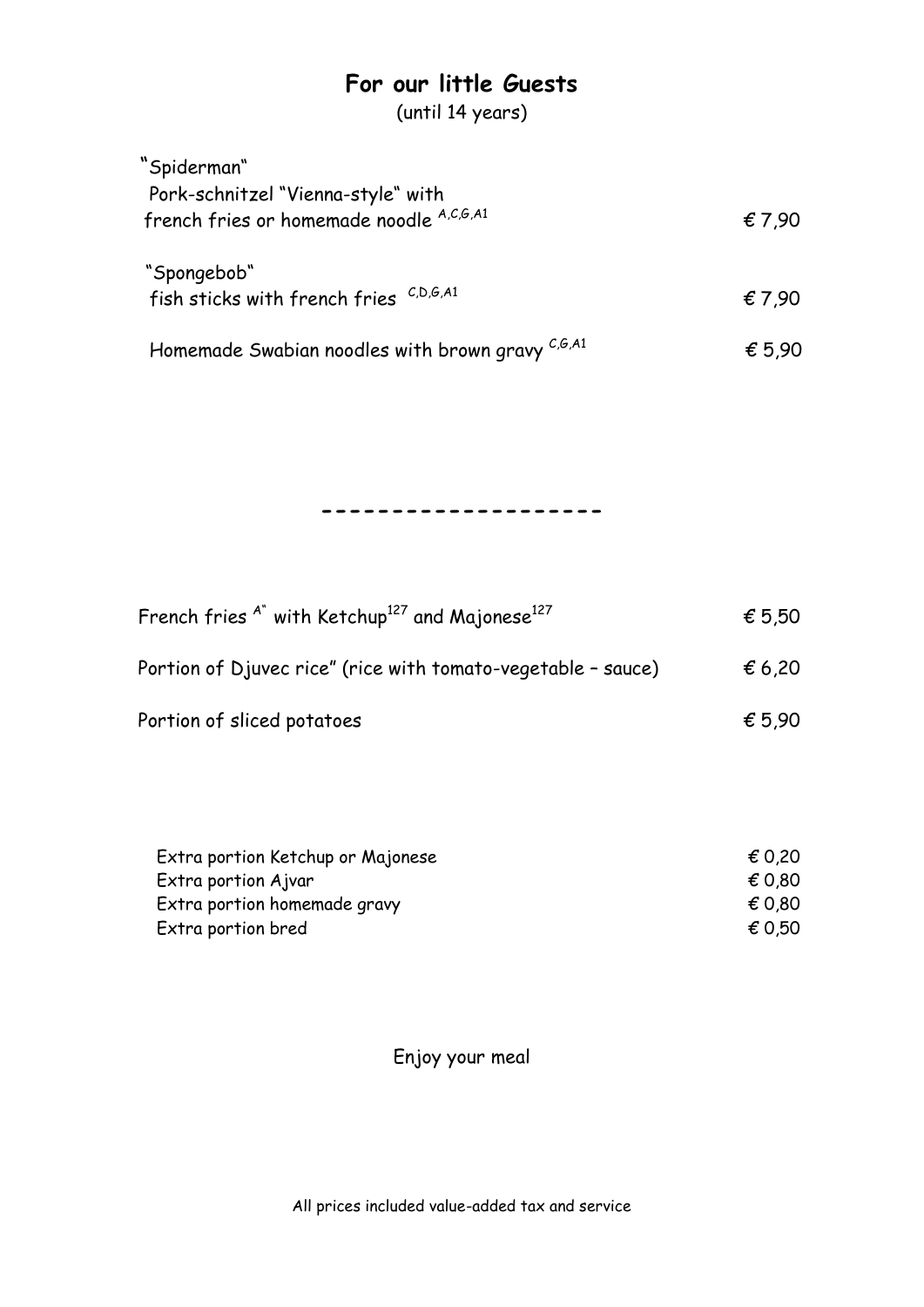# For our little Guests

(until 14 years)

| | |
|---|---|
| "Spiderman" Pork-schnitzel "Vienna-style" with french fries or homemade noodle [A,C,G,A1] | € 7,90 |
| "Spongebob" fish sticks with french fries [C,D,G,A1] | € 7,90 |
| Homemade Swabian noodles with brown gravy [C,G,A1] | € 5,90 |

-------------------

| | |
|---|---|
| French fries [A"] with Ketchup[127] and Majonese[127] | € 5,50 |
| Portion of Djuvec rice" (rice with tomato-vegetable – sauce) | € 6,20 |
| Portion of sliced potatoes | € 5,90 |

| | |
|---|---|
| Extra portion Ketchup or Majonese | € 0,20 |
| Extra portion Ajvar | € 0,80 |
| Extra portion homemade gravy | € 0,80 |
| Extra portion bred | € 0,50 |

Enjoy your meal

All prices included value-added tax and service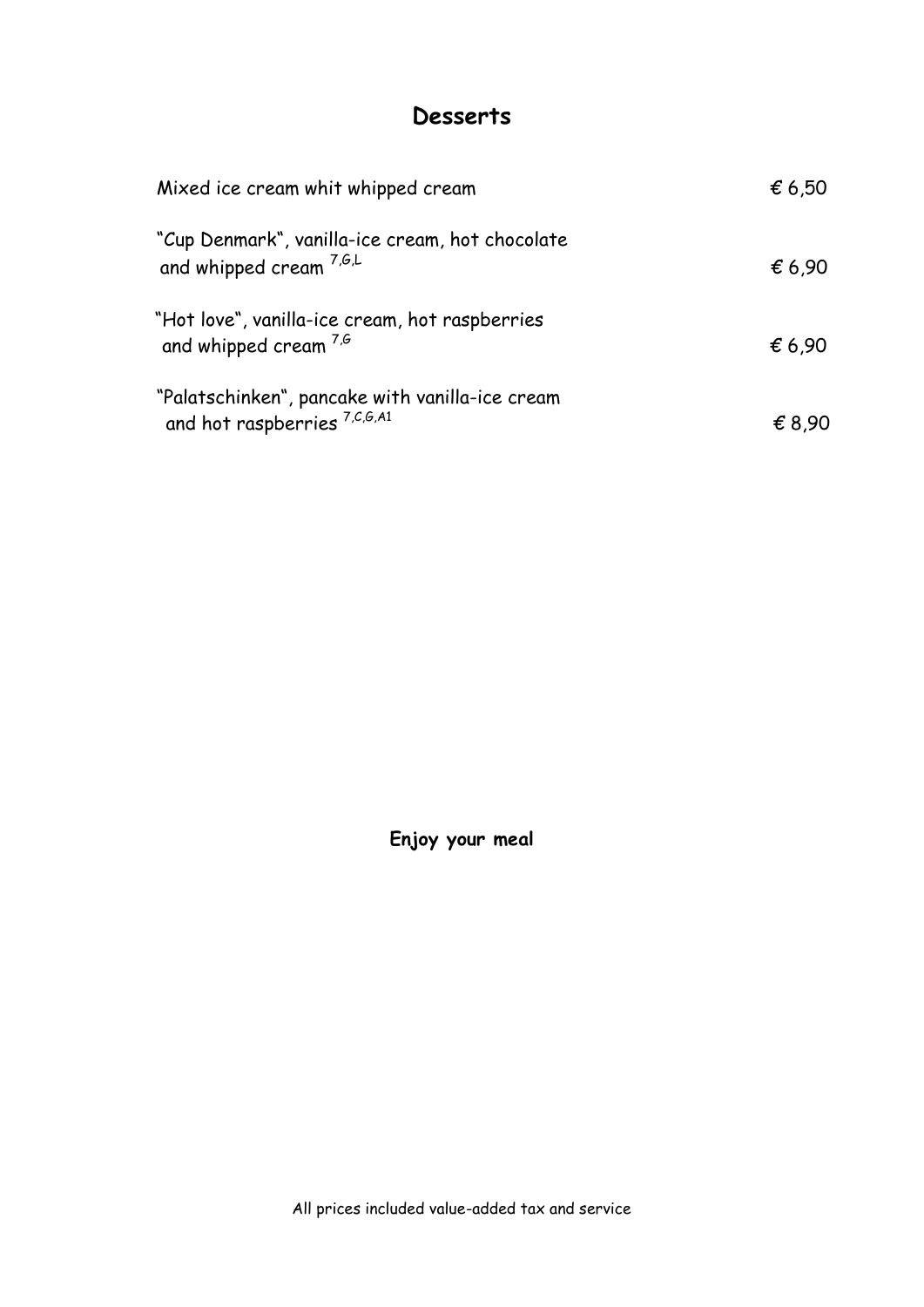# Desserts

| | |
|---|---|
| Mixed ice cream whit whipped cream | € 6,50 |
| "Cup Denmark", vanilla-ice cream, hot chocolate and whipped cream [7,G,L] | € 6,90 |
| "Hot love", vanilla-ice cream, hot raspberries and whipped cream [7,G] | € 6,90 |
| "Palatschinken", pancake with vanilla-ice cream and hot raspberries [7,C,G,A1] | € 8,90 |

**Enjoy your meal**

All prices included value-added tax and service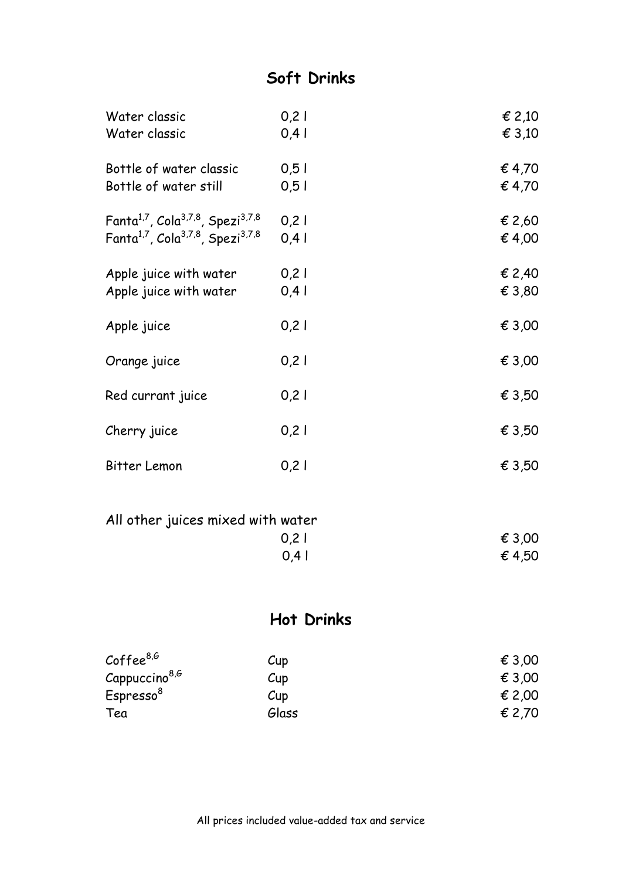## Soft Drinks

| | | |
|---|---|---|
| Water classic | 0,2 l | € 2,10 |
| Water classic | 0,4 l | € 3,10 |
| Bottle of water classic | 0,5 l | € 4,70 |
| Bottle of water still | 0,5 l | € 4,70 |
| Fanta[1,7], Cola[3,7,8], Spezi[3,7,8] | 0,2 l | € 2,60 |
| Fanta[1,7], Cola[3,7,8], Spezi[3,7,8] | 0,4 l | € 4,00 |
| Apple juice with water | 0,2 l | € 2,40 |
| Apple juice with water | 0,4 l | € 3,80 |
| Apple juice | 0,2 l | € 3,00 |
| Orange juice | 0,2 l | € 3,00 |
| Red currant juice | 0,2 l | € 3,50 |
| Cherry juice | 0,2 l | € 3,50 |
| Bitter Lemon | 0,2 l | € 3,50 |

All other juices mixed with water

| | | |
|---|---|---|
| | 0,2 l | € 3,00 |
| | 0,4 l | € 4,50 |

## Hot Drinks

| | | |
|---|---|---|
| Coffee[8,G] | Cup | € 3,00 |
| Cappuccino[8,G] | Cup | € 3,00 |
| Espresso[8] | Cup | € 2,00 |
| Tea | Glass | € 2,70 |

All prices included value-added tax and service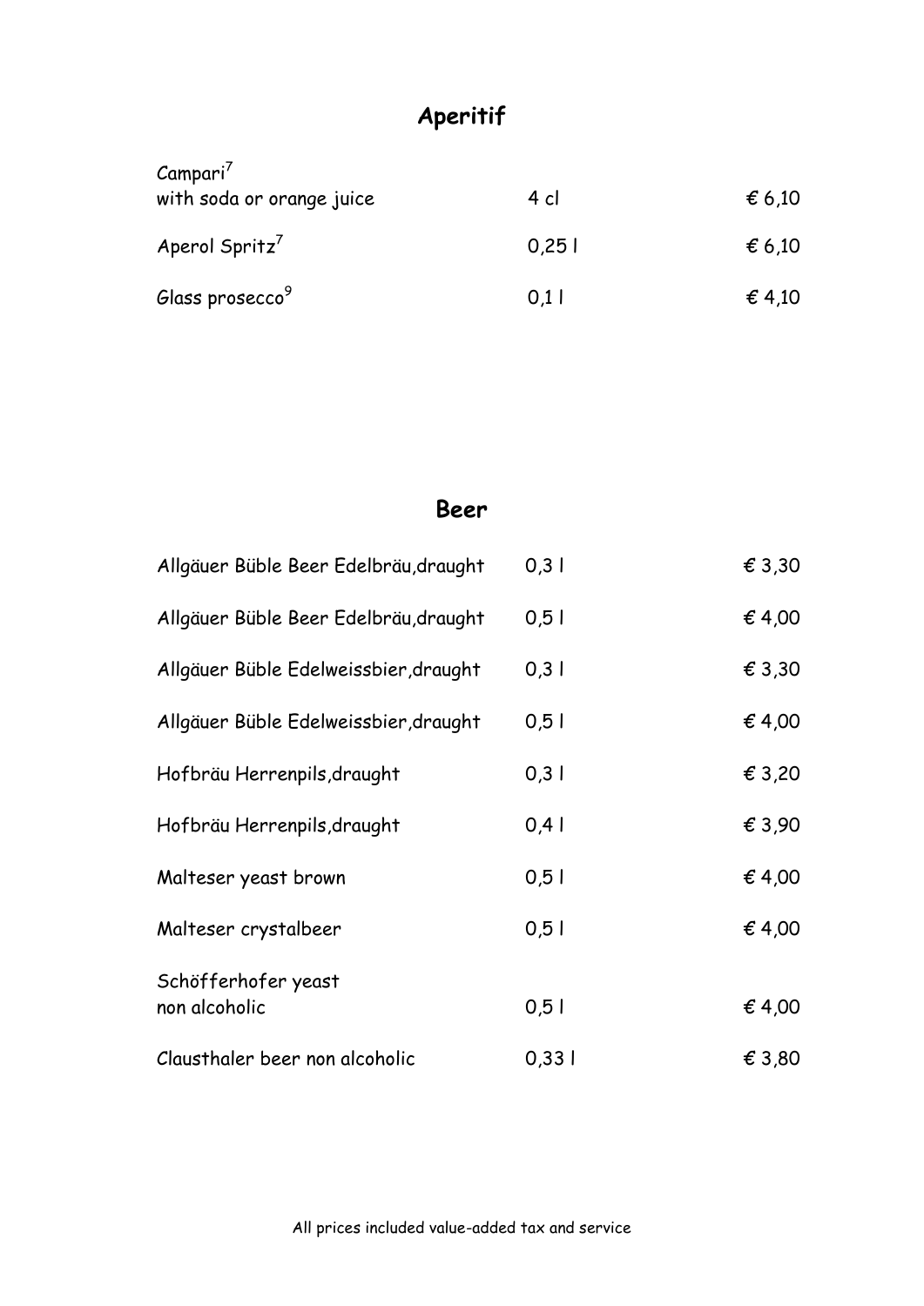# Aperitif

| | | |
|---|---|---|
| Campari[7] with soda or orange juice | 4 cl | € 6,10 |
| Aperol Spritz[7] | 0,25 l | € 6,10 |
| Glass prosecco[9] | 0,1 l | € 4,10 |

# Beer

| | | |
|---|---|---|
| Allgäuer Büble Beer Edelbräu,draught | 0,3 l | € 3,30 |
| Allgäuer Büble Beer Edelbräu,draught | 0,5 l | € 4,00 |
| Allgäuer Büble Edelweissbier,draught | 0,3 l | € 3,30 |
| Allgäuer Büble Edelweissbier,draught | 0,5 l | € 4,00 |
| Hofbräu Herrenpils,draught | 0,3 l | € 3,20 |
| Hofbräu Herrenpils,draught | 0,4 l | € 3,90 |
| Malteser yeast brown | 0,5 l | € 4,00 |
| Malteser crystalbeer | 0,5 l | € 4,00 |
| Schöfferhofer yeast non alcoholic | 0,5 l | € 4,00 |
| Clausthaler beer non alcoholic | 0,33 l | € 3,80 |

All prices included value-added tax and service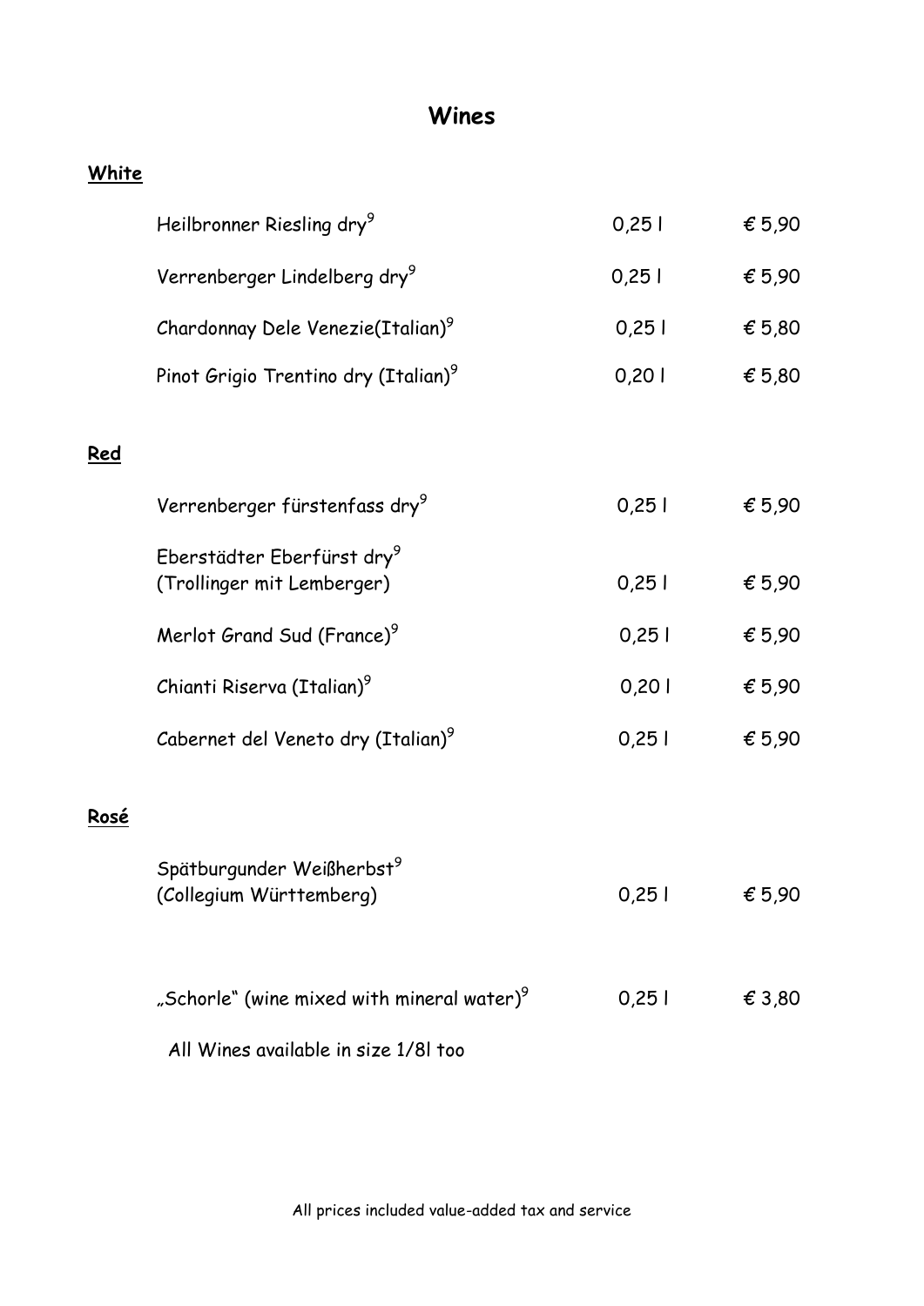# Wines

## White

| | | |
|---|---|---|
| Heilbronner Riesling dry[9] | 0,25 l | € 5,90 |
| Verrenberger Lindelberg dry[9] | 0,25 l | € 5,90 |
| Chardonnay Dele Venezie(Italian)[9] | 0,25 l | € 5,80 |
| Pinot Grigio Trentino dry (Italian)[9] | 0,20 l | € 5,80 |

## Red

| | | |
|---|---|---|
| Verrenberger fürstenfass dry[9] | 0,25 l | € 5,90 |
| Eberstädter Eberfürst dry[9] (Trollinger mit Lemberger) | 0,25 l | € 5,90 |
| Merlot Grand Sud (France)[9] | 0,25 l | € 5,90 |
| Chianti Riserva (Italian)[9] | 0,20 l | € 5,90 |
| Cabernet del Veneto dry (Italian)[9] | 0,25 l | € 5,90 |

## Rosé

| | | |
|---|---|---|
| Spätburgunder Weißherbst[9] (Collegium Württemberg) | 0,25 l | € 5,90 |
| „Schorle“ (wine mixed with mineral water)[9] | 0,25 l | € 3,80 |

All Wines available in size 1/8l too

All prices included value-added tax and service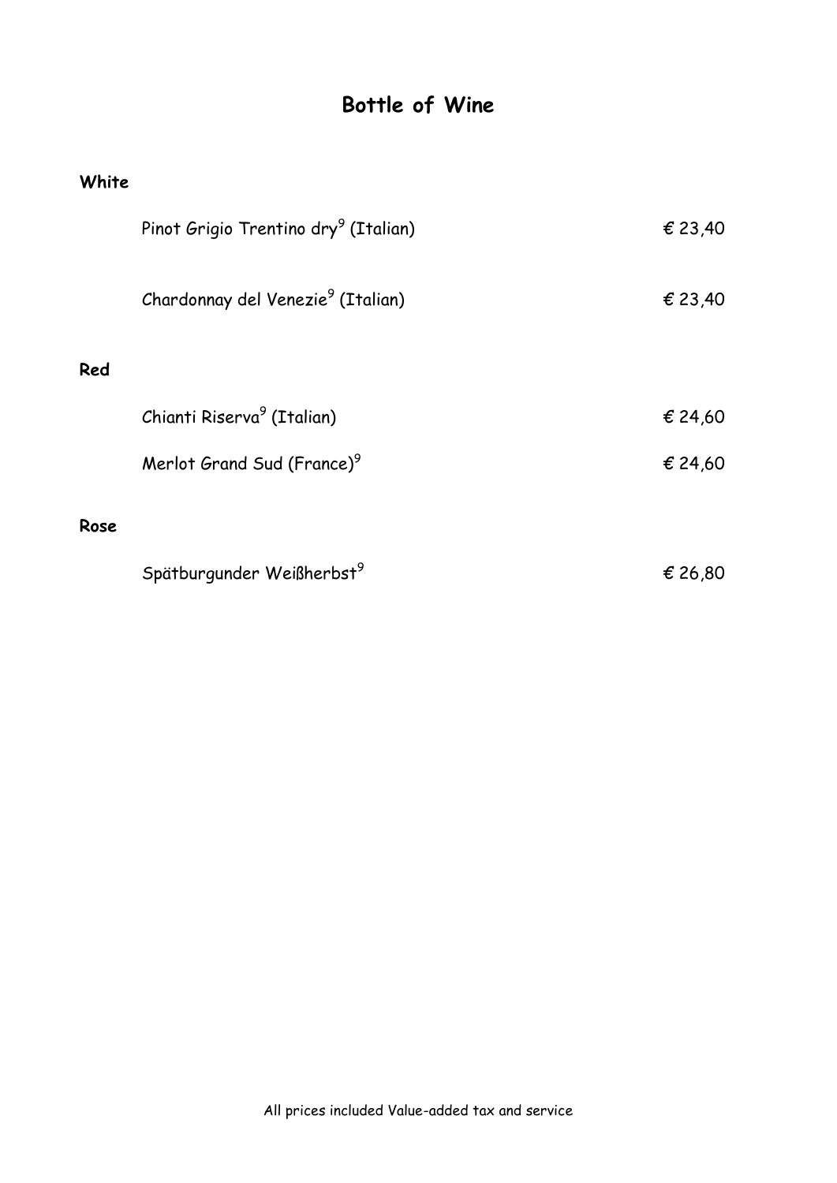# Bottle of Wine

## White

Pinot Grigio Trentino dry[9] (Italian) € 23,40

Chardonnay del Venezie[9] (Italian) € 23,40

## Red

Chianti Riserva[9] (Italian) € 24,60

Merlot Grand Sud (France)[9] € 24,60

## Rose

Spätburgunder Weißherbst[9] € 26,80

All prices included Value-added tax and service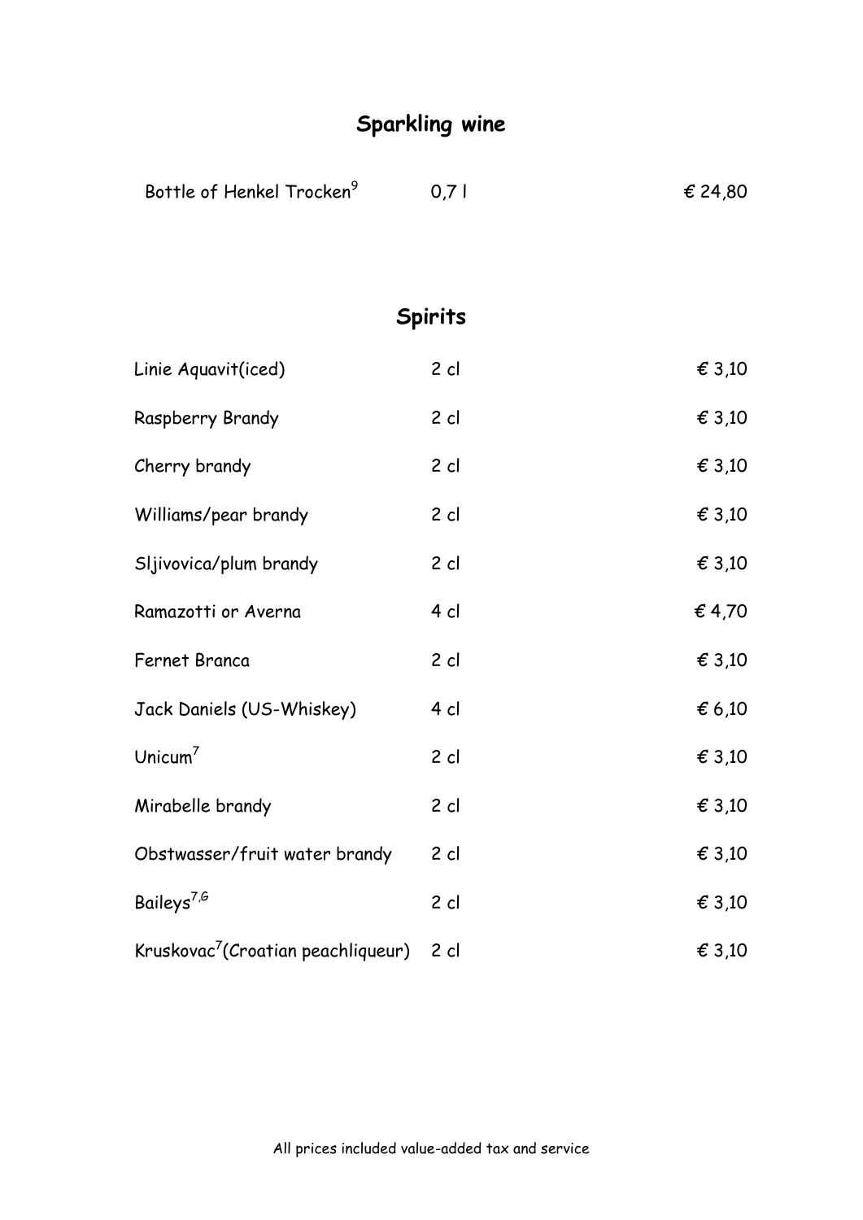## Sparkling wine

| | | |
|---|---|---|
| Bottle of Henkel Trocken[9] | 0,7 l | € 24,80 |

## Spirits

| | | |
|---|---|---|
| Linie Aquavit(iced) | 2 cl | € 3,10 |
| Raspberry Brandy | 2 cl | € 3,10 |
| Cherry brandy | 2 cl | € 3,10 |
| Williams/pear brandy | 2 cl | € 3,10 |
| Sljivovica/plum brandy | 2 cl | € 3,10 |
| Ramazotti or Averna | 4 cl | € 4,70 |
| Fernet Branca | 2 cl | € 3,10 |
| Jack Daniels (US-Whiskey) | 4 cl | € 6,10 |
| Unicum[7] | 2 cl | € 3,10 |
| Mirabelle brandy | 2 cl | € 3,10 |
| Obstwasser/fruit water brandy | 2 cl | € 3,10 |
| Baileys[7,G] | 2 cl | € 3,10 |
| Kruskovac[7](Croatian peachliqueur) | 2 cl | € 3,10 |

All prices included value-added tax and service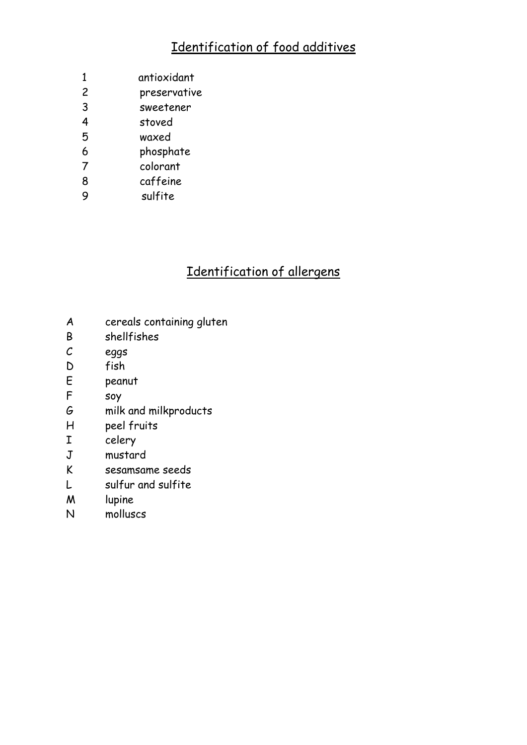# Identification of food additives

| | |
|---|---|
| 1 | antioxidant |
| 2 | preservative |
| 3 | sweetener |
| 4 | stoved |
| 5 | waxed |
| 6 | phosphate |
| 7 | colorant |
| 8 | caffeine |
| 9 | sulfite |

# Identification of allergens

| | |
|---|---|
| A | cereals containing gluten |
| B | shellfishes |
| C | eggs |
| D | fish |
| E | peanut |
| F | soy |
| G | milk and milkproducts |
| H | peel fruits |
| I | celery |
| J | mustard |
| K | sesamsame seeds |
| L | sulfur and sulfite |
| M | lupine |
| N | molluscs |